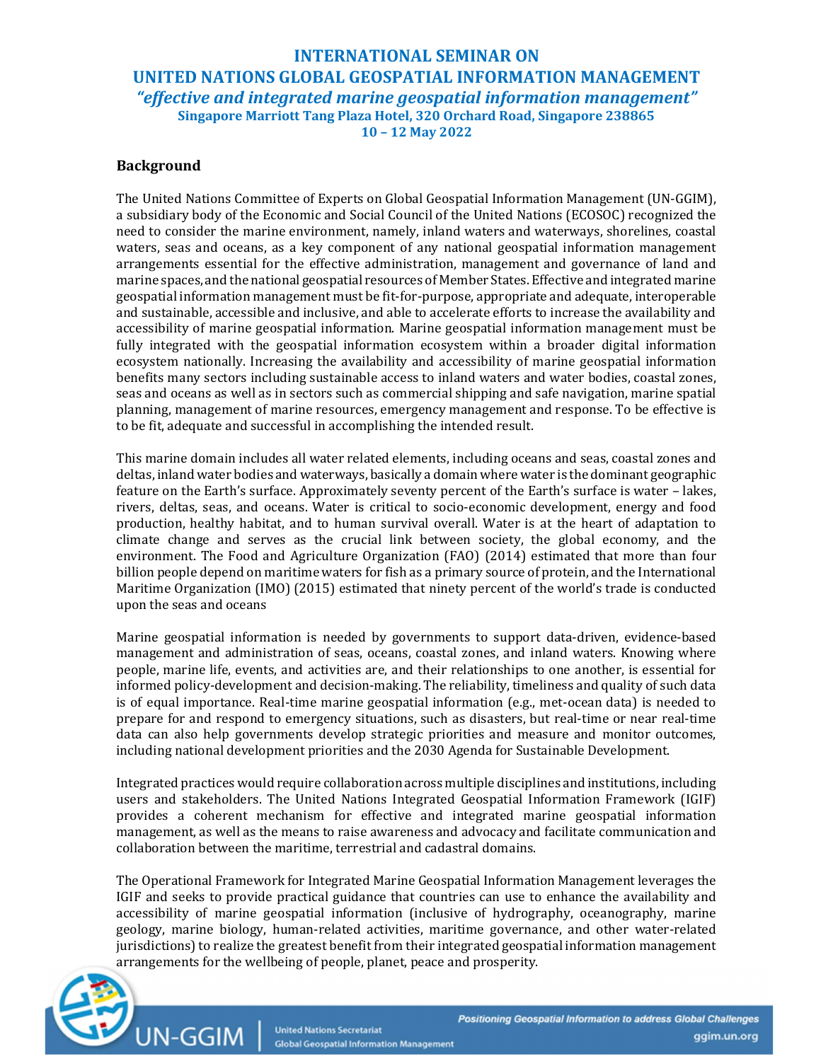# INTERNATIONAL SEMINAR ON
# UNITED NATIONS GLOBAL GEOSPATIAL INFORMATION MANAGEMENT
## *"effective and integrated marine geospatial information management"*
**Singapore Marriott Tang Plaza Hotel, 320 Orchard Road, Singapore 238865**
**10 – 12 May 2022**

## Background

The United Nations Committee of Experts on Global Geospatial Information Management (UN-GGIM), a subsidiary body of the Economic and Social Council of the United Nations (ECOSOC) recognized the need to consider the marine environment, namely, inland waters and waterways, shorelines, coastal waters, seas and oceans, as a key component of any national geospatial information management arrangements essential for the effective administration, management and governance of land and marine spaces, and the national geospatial resources of Member States. Effective and integrated marine geospatial information management must be fit-for-purpose, appropriate and adequate, interoperable and sustainable, accessible and inclusive, and able to accelerate efforts to increase the availability and accessibility of marine geospatial information. Marine geospatial information management must be fully integrated with the geospatial information ecosystem within a broader digital information ecosystem nationally. Increasing the availability and accessibility of marine geospatial information benefits many sectors including sustainable access to inland waters and water bodies, coastal zones, seas and oceans as well as in sectors such as commercial shipping and safe navigation, marine spatial planning, management of marine resources, emergency management and response. To be effective is to be fit, adequate and successful in accomplishing the intended result.

This marine domain includes all water related elements, including oceans and seas, coastal zones and deltas, inland water bodies and waterways, basically a domain where water is the dominant geographic feature on the Earth's surface. Approximately seventy percent of the Earth's surface is water – lakes, rivers, deltas, seas, and oceans. Water is critical to socio-economic development, energy and food production, healthy habitat, and to human survival overall. Water is at the heart of adaptation to climate change and serves as the crucial link between society, the global economy, and the environment. The Food and Agriculture Organization (FAO) (2014) estimated that more than four billion people depend on maritime waters for fish as a primary source of protein, and the International Maritime Organization (IMO) (2015) estimated that ninety percent of the world's trade is conducted upon the seas and oceans

Marine geospatial information is needed by governments to support data-driven, evidence-based management and administration of seas, oceans, coastal zones, and inland waters. Knowing where people, marine life, events, and activities are, and their relationships to one another, is essential for informed policy-development and decision-making. The reliability, timeliness and quality of such data is of equal importance. Real-time marine geospatial information (e.g., met-ocean data) is needed to prepare for and respond to emergency situations, such as disasters, but real-time or near real-time data can also help governments develop strategic priorities and measure and monitor outcomes, including national development priorities and the 2030 Agenda for Sustainable Development.

Integrated practices would require collaboration across multiple disciplines and institutions, including users and stakeholders. The United Nations Integrated Geospatial Information Framework (IGIF) provides a coherent mechanism for effective and integrated marine geospatial information management, as well as the means to raise awareness and advocacy and facilitate communication and collaboration between the maritime, terrestrial and cadastral domains.

The Operational Framework for Integrated Marine Geospatial Information Management leverages the IGIF and seeks to provide practical guidance that countries can use to enhance the availability and accessibility of marine geospatial information (inclusive of hydrography, oceanography, marine geology, marine biology, human-related activities, maritime governance, and other water-related jurisdictions) to realize the greatest benefit from their integrated geospatial information management arrangements for the wellbeing of people, planet, peace and prosperity.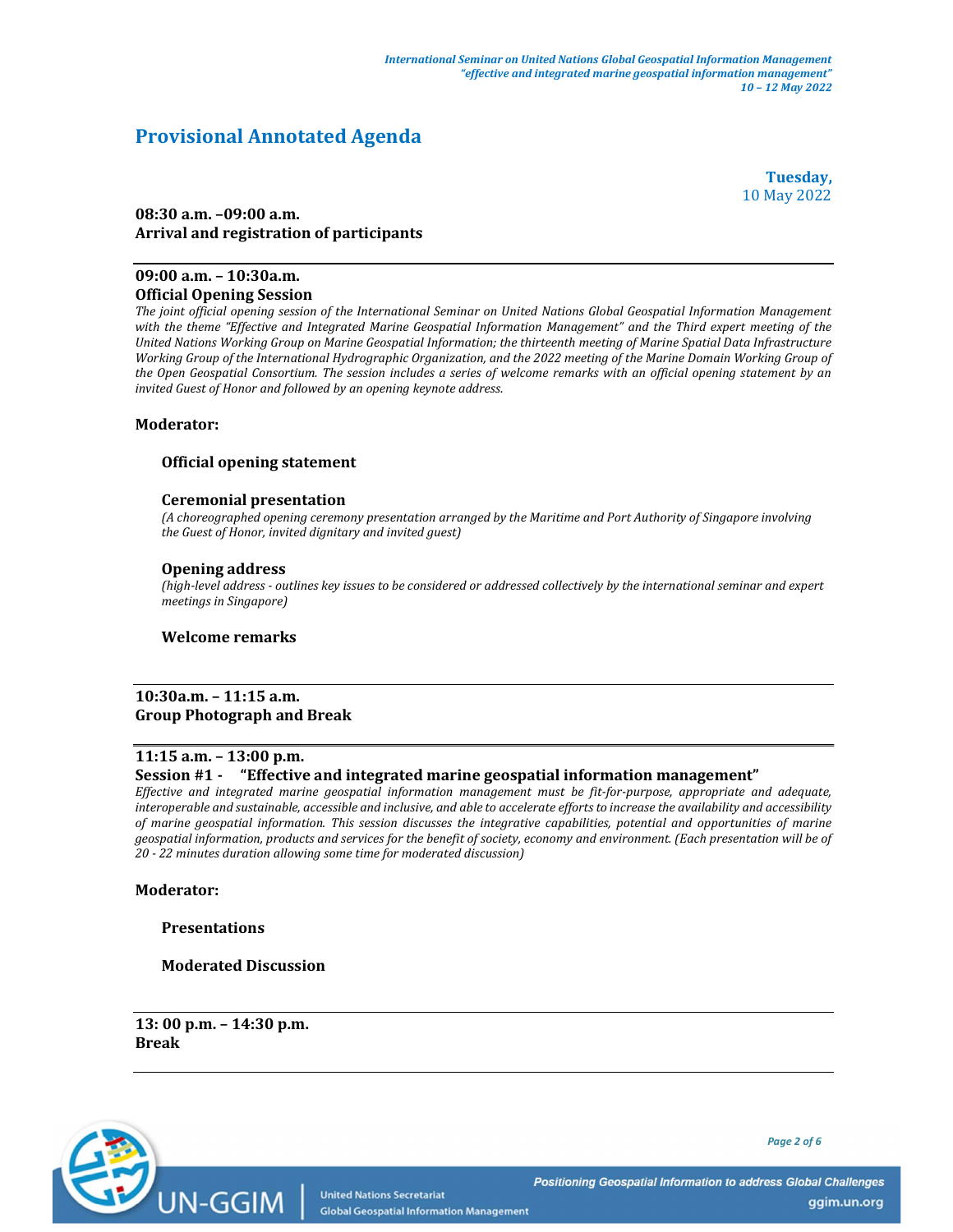# Provisional Annotated Agenda

**Tuesday,**
10 May 2022

**08:30 a.m. –09:00 a.m.**
**Arrival and registration of participants**

---

**09:00 a.m. – 10:30a.m.**
**Official Opening Session**

*The joint official opening session of the International Seminar on United Nations Global Geospatial Information Management with the theme "Effective and Integrated Marine Geospatial Information Management" and the Third expert meeting of the United Nations Working Group on Marine Geospatial Information; the thirteenth meeting of Marine Spatial Data Infrastructure Working Group of the International Hydrographic Organization, and the 2022 meeting of the Marine Domain Working Group of the Open Geospatial Consortium. The session includes a series of welcome remarks with an official opening statement by an invited Guest of Honor and followed by an opening keynote address.*

**Moderator:**

**Official opening statement**

**Ceremonial presentation**
*(A choreographed opening ceremony presentation arranged by the Maritime and Port Authority of Singapore involving the Guest of Honor, invited dignitary and invited guest)*

**Opening address**
*(high-level address - outlines key issues to be considered or addressed collectively by the international seminar and expert meetings in Singapore)*

**Welcome remarks**

---

**10:30a.m. – 11:15 a.m.**
**Group Photograph and Break**

---

**11:15 a.m. – 13:00 p.m.**
**Session #1 - "Effective and integrated marine geospatial information management"**

*Effective and integrated marine geospatial information management must be fit-for-purpose, appropriate and adequate, interoperable and sustainable, accessible and inclusive, and able to accelerate efforts to increase the availability and accessibility of marine geospatial information. This session discusses the integrative capabilities, potential and opportunities of marine geospatial information, products and services for the benefit of society, economy and environment. (Each presentation will be of 20 - 22 minutes duration allowing some time for moderated discussion)*

**Moderator:**

**Presentations**

**Moderated Discussion**

---

**13: 00 p.m. – 14:30 p.m.**
**Break**

---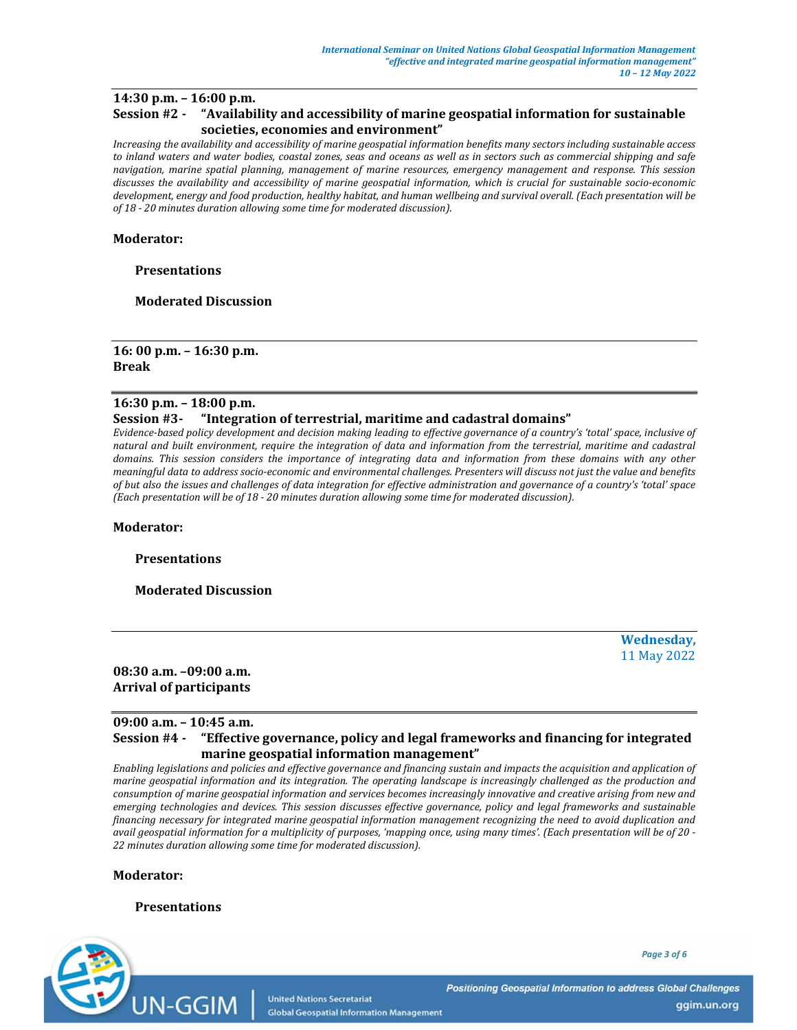**14:30 p.m. – 16:00 p.m.**

**Session #2 - “Availability and accessibility of marine geospatial information for sustainable societies, economies and environment”**

*Increasing the availability and accessibility of marine geospatial information benefits many sectors including sustainable access to inland waters and water bodies, coastal zones, seas and oceans as well as in sectors such as commercial shipping and safe navigation, marine spatial planning, management of marine resources, emergency management and response. This session discusses the availability and accessibility of marine geospatial information, which is crucial for sustainable socio-economic development, energy and food production, healthy habitat, and human wellbeing and survival overall. (Each presentation will be of 18 - 20 minutes duration allowing some time for moderated discussion).*

**Moderator:**

**Presentations**

**Moderated Discussion**

---

**16: 00 p.m. – 16:30 p.m.**
**Break**

---

**16:30 p.m. – 18:00 p.m.**

**Session #3- “Integration of terrestrial, maritime and cadastral domains”**

*Evidence-based policy development and decision making leading to effective governance of a country’s ‘total’ space, inclusive of natural and built environment, require the integration of data and information from the terrestrial, maritime and cadastral domains. This session considers the importance of integrating data and information from these domains with any other meaningful data to address socio-economic and environmental challenges. Presenters will discuss not just the value and benefits of but also the issues and challenges of data integration for effective administration and governance of a country’s ‘total’ space (Each presentation will be of 18 - 20 minutes duration allowing some time for moderated discussion).*

**Moderator:**

**Presentations**

**Moderated Discussion**

---

**Wednesday,**
11 May 2022

**08:30 a.m. –09:00 a.m.**
**Arrival of participants**

---

**09:00 a.m. – 10:45 a.m.**

**Session #4 - “Effective governance, policy and legal frameworks and financing for integrated marine geospatial information management”**

*Enabling legislations and policies and effective governance and financing sustain and impacts the acquisition and application of marine geospatial information and its integration. The operating landscape is increasingly challenged as the production and consumption of marine geospatial information and services becomes increasingly innovative and creative arising from new and emerging technologies and devices. This session discusses effective governance, policy and legal frameworks and sustainable financing necessary for integrated marine geospatial information management recognizing the need to avoid duplication and avail geospatial information for a multiplicity of purposes, ‘mapping once, using many times’. (Each presentation will be of 20 - 22 minutes duration allowing some time for moderated discussion).*

**Moderator:**

**Presentations**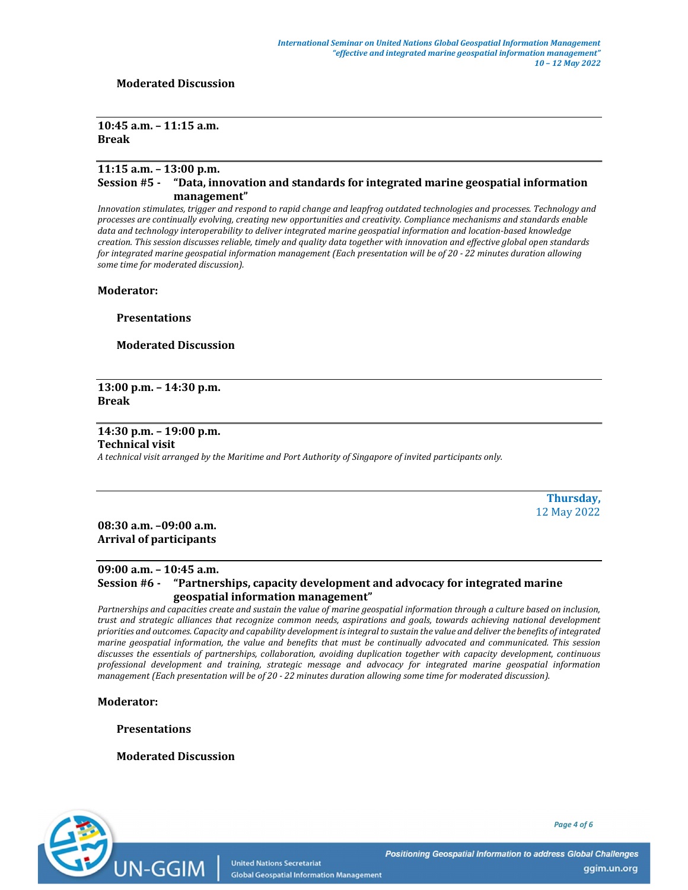**Moderated Discussion**

---

**10:45 a.m. – 11:15 a.m.**
**Break**

---

**11:15 a.m. – 13:00 p.m.**
**Session #5 - "Data, innovation and standards for integrated marine geospatial information management"**

*Innovation stimulates, trigger and respond to rapid change and leapfrog outdated technologies and processes. Technology and processes are continually evolving, creating new opportunities and creativity. Compliance mechanisms and standards enable data and technology interoperability to deliver integrated marine geospatial information and location-based knowledge creation. This session discusses reliable, timely and quality data together with innovation and effective global open standards for integrated marine geospatial information management (Each presentation will be of 20 - 22 minutes duration allowing some time for moderated discussion).*

**Moderator:**

**Presentations**

**Moderated Discussion**

---

**13:00 p.m. – 14:30 p.m.**
**Break**

---

**14:30 p.m. – 19:00 p.m.**
**Technical visit**

*A technical visit arranged by the Maritime and Port Authority of Singapore of invited participants only.*

---

**Thursday,**
12 May 2022

**08:30 a.m. –09:00 a.m.**
**Arrival of participants**

---

**09:00 a.m. – 10:45 a.m.**
**Session #6 - "Partnerships, capacity development and advocacy for integrated marine geospatial information management"**

*Partnerships and capacities create and sustain the value of marine geospatial information through a culture based on inclusion, trust and strategic alliances that recognize common needs, aspirations and goals, towards achieving national development priorities and outcomes. Capacity and capability development is integral to sustain the value and deliver the benefits of integrated marine geospatial information, the value and benefits that must be continually advocated and communicated. This session discusses the essentials of partnerships, collaboration, avoiding duplication together with capacity development, continuous professional development and training, strategic message and advocacy for integrated marine geospatial information management (Each presentation will be of 20 - 22 minutes duration allowing some time for moderated discussion).*

**Moderator:**

**Presentations**

**Moderated Discussion**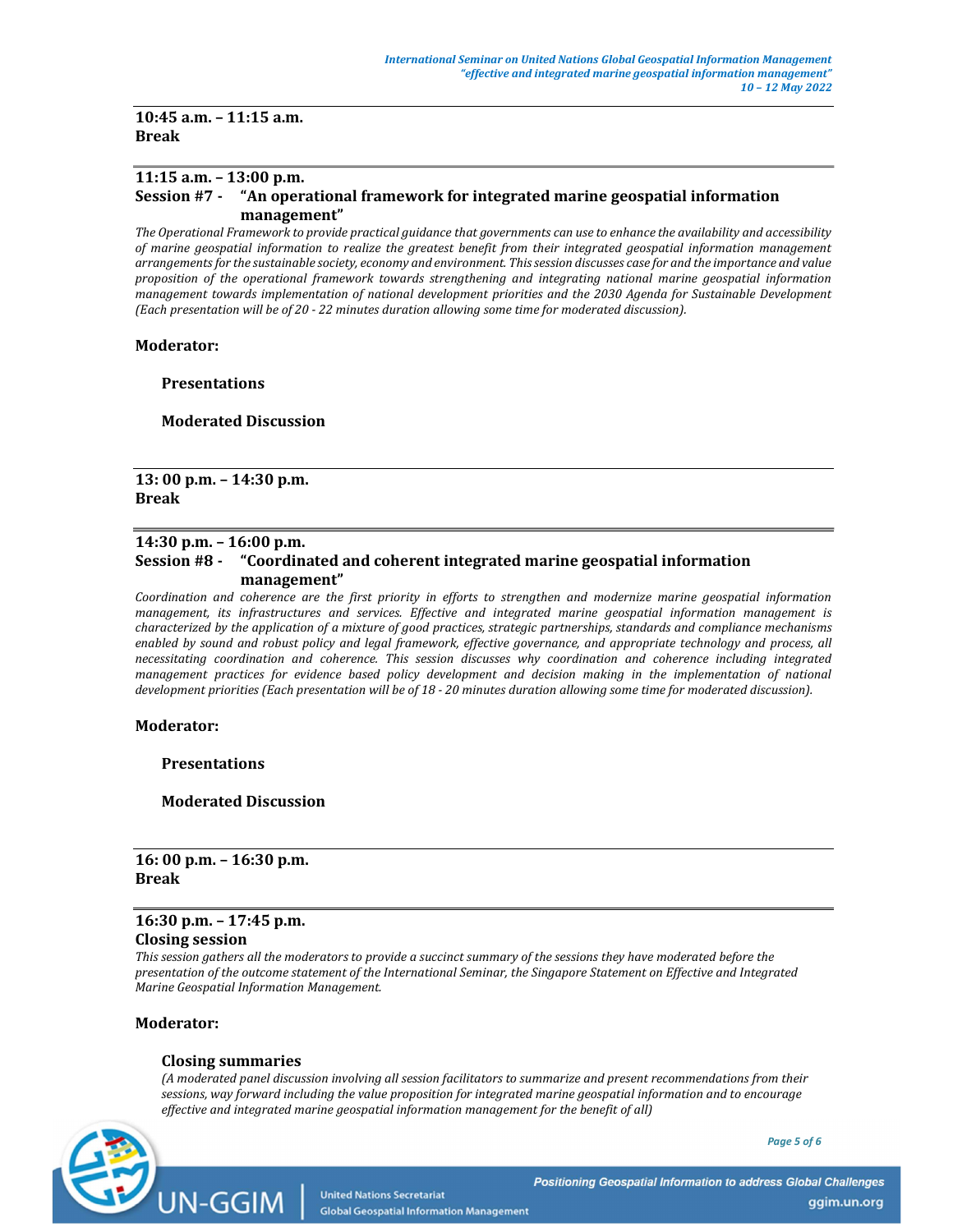**10:45 a.m. – 11:15 a.m.**
**Break**

---

**11:15 a.m. – 13:00 p.m.**
**Session #7 - "An operational framework for integrated marine geospatial information management"**

*The Operational Framework to provide practical guidance that governments can use to enhance the availability and accessibility of marine geospatial information to realize the greatest benefit from their integrated geospatial information management arrangements for the sustainable society, economy and environment. This session discusses case for and the importance and value proposition of the operational framework towards strengthening and integrating national marine geospatial information management towards implementation of national development priorities and the 2030 Agenda for Sustainable Development (Each presentation will be of 20 - 22 minutes duration allowing some time for moderated discussion).*

**Moderator:**

**Presentations**

**Moderated Discussion**

---

**13: 00 p.m. – 14:30 p.m.**
**Break**

---

**14:30 p.m. – 16:00 p.m.**
**Session #8 - "Coordinated and coherent integrated marine geospatial information management"**

*Coordination and coherence are the first priority in efforts to strengthen and modernize marine geospatial information management, its infrastructures and services. Effective and integrated marine geospatial information management is characterized by the application of a mixture of good practices, strategic partnerships, standards and compliance mechanisms enabled by sound and robust policy and legal framework, effective governance, and appropriate technology and process, all necessitating coordination and coherence. This session discusses why coordination and coherence including integrated management practices for evidence based policy development and decision making in the implementation of national development priorities (Each presentation will be of 18 - 20 minutes duration allowing some time for moderated discussion).*

**Moderator:**

**Presentations**

**Moderated Discussion**

---

**16: 00 p.m. – 16:30 p.m.**
**Break**

---

**16:30 p.m. – 17:45 p.m.**
**Closing session**

*This session gathers all the moderators to provide a succinct summary of the sessions they have moderated before the presentation of the outcome statement of the International Seminar, the Singapore Statement on Effective and Integrated Marine Geospatial Information Management.*

**Moderator:**

**Closing summaries**

*(A moderated panel discussion involving all session facilitators to summarize and present recommendations from their sessions, way forward including the value proposition for integrated marine geospatial information and to encourage effective and integrated marine geospatial information management for the benefit of all)*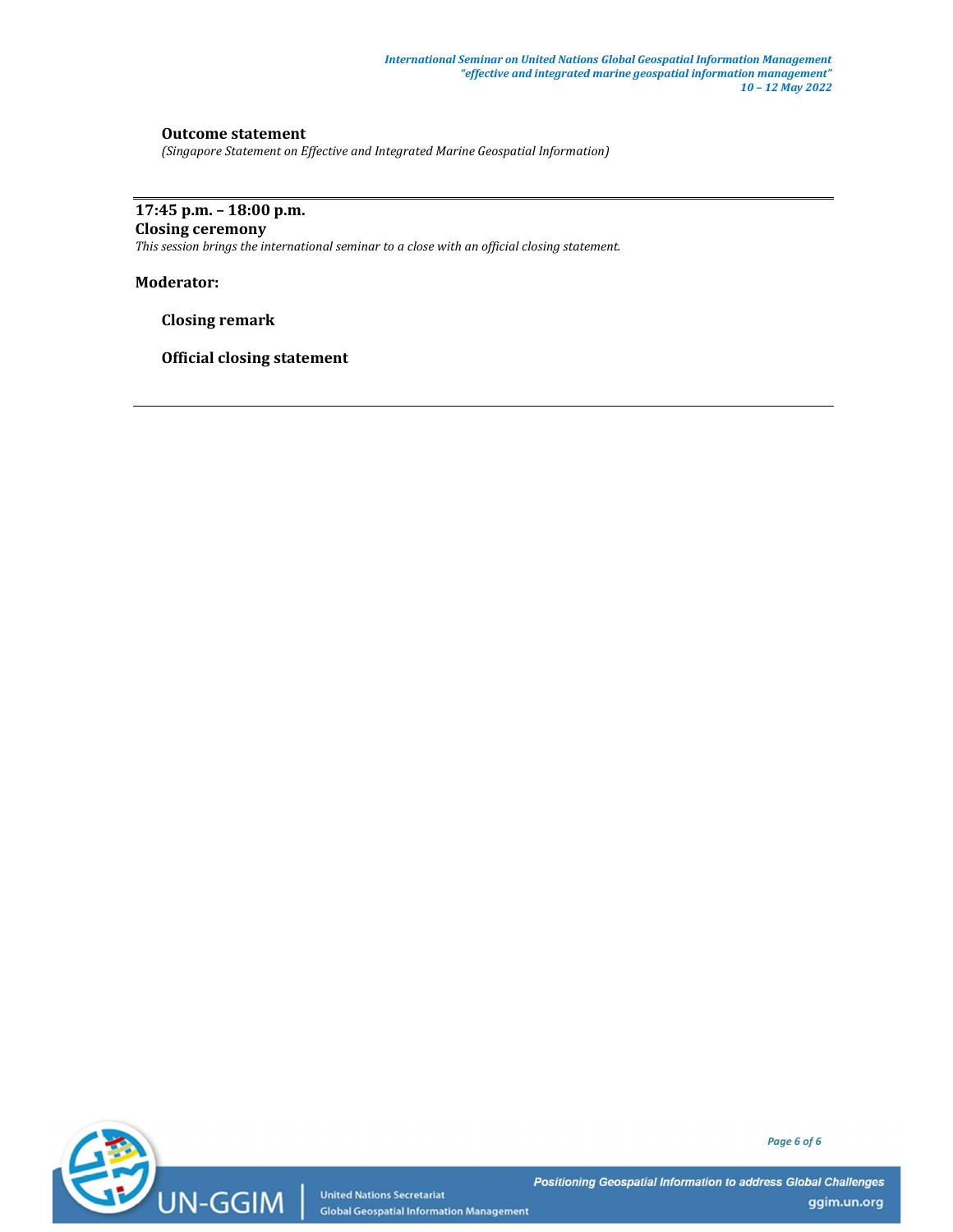**Outcome statement**

*(Singapore Statement on Effective and Integrated Marine Geospatial Information)*

---

**17:45 p.m. – 18:00 p.m.**

**Closing ceremony**

*This session brings the international seminar to a close with an official closing statement.*

**Moderator:**

**Closing remark**

**Official closing statement**

---